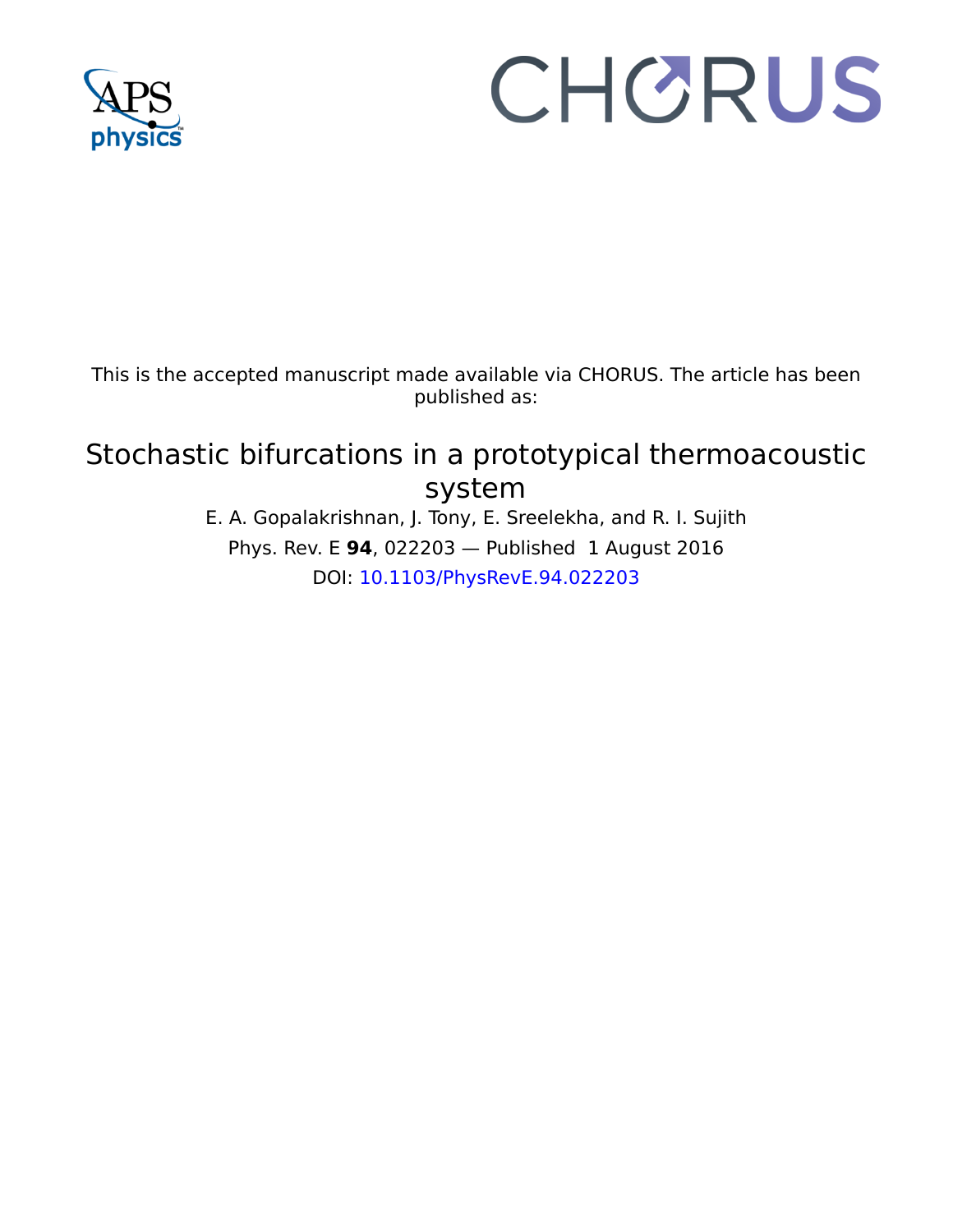This is the accepted manuscript made available via CHORUS. The article has been published as:

# Stochastic bifurcations in a prototypical thermoacoustic system

E. A. Gopalakrishnan, J. Tony, E. Sreelekha, and R. I. Sujith

Phys. Rev. E **94**, 022203 — Published 1 August 2016

DOI: 10.1103/PhysRevE.94.022203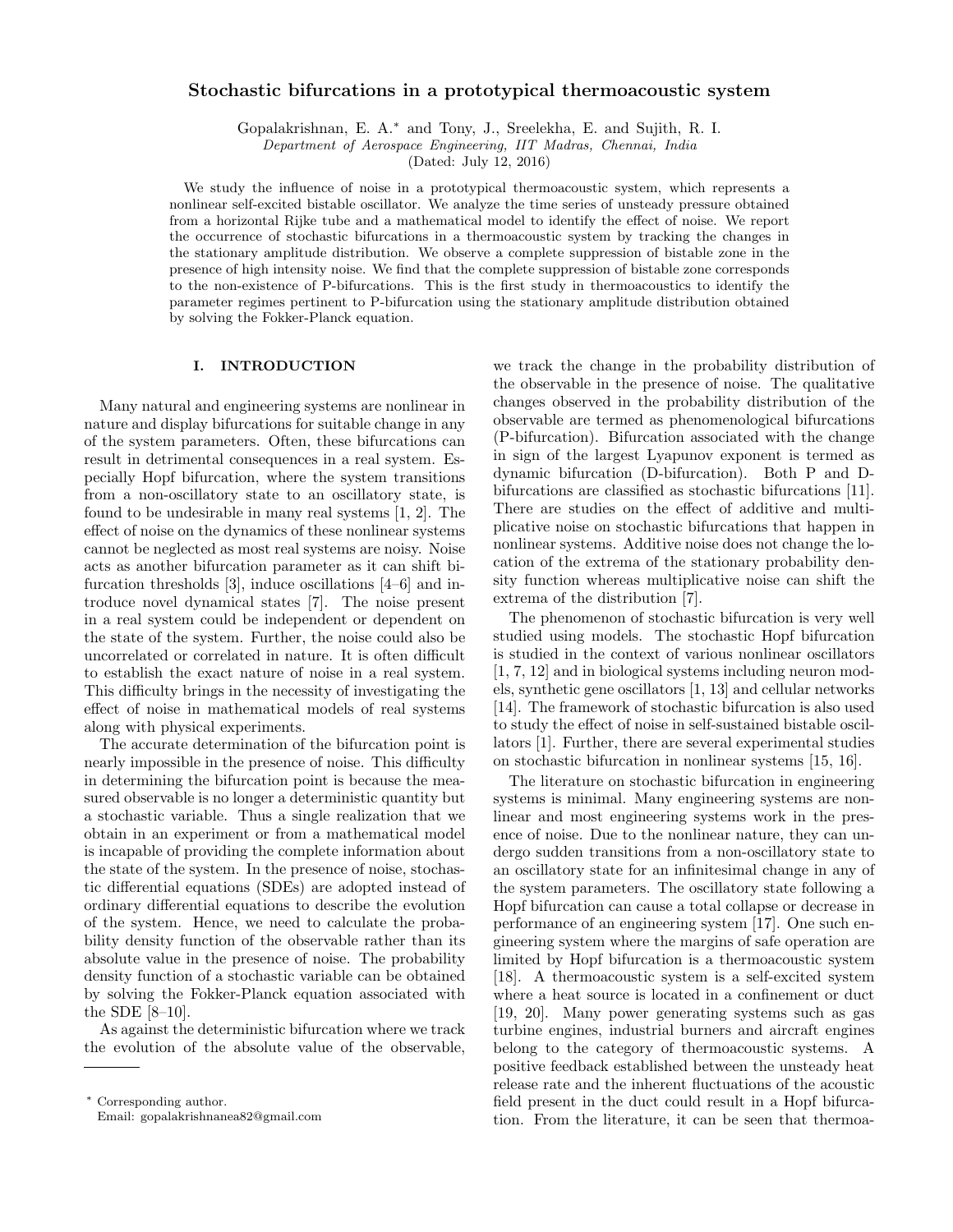# Stochastic bifurcations in a prototypical thermoacoustic system

Gopalakrishnan, E. A.* and Tony, J., Sreelekha, E. and Sujith, R. I.

*Department of Aerospace Engineering, IIT Madras, Chennai, India*

(Dated: July 12, 2016)

We study the influence of noise in a prototypical thermoacoustic system, which represents a nonlinear self-excited bistable oscillator. We analyze the time series of unsteady pressure obtained from a horizontal Rijke tube and a mathematical model to identify the effect of noise. We report the occurrence of stochastic bifurcations in a thermoacoustic system by tracking the changes in the stationary amplitude distribution. We observe a complete suppression of bistable zone in the presence of high intensity noise. We find that the complete suppression of bistable zone corresponds to the non-existence of P-bifurcations. This is the first study in thermoacoustics to identify the parameter regimes pertinent to P-bifurcation using the stationary amplitude distribution obtained by solving the Fokker-Planck equation.

## I. INTRODUCTION

Many natural and engineering systems are nonlinear in nature and display bifurcations for suitable change in any of the system parameters. Often, these bifurcations can result in detrimental consequences in a real system. Especially Hopf bifurcation, where the system transitions from a non-oscillatory state to an oscillatory state, is found to be undesirable in many real systems [1, 2]. The effect of noise on the dynamics of these nonlinear systems cannot be neglected as most real systems are noisy. Noise acts as another bifurcation parameter as it can shift bifurcation thresholds [3], induce oscillations [4–6] and introduce novel dynamical states [7]. The noise present in a real system could be independent or dependent on the state of the system. Further, the noise could also be uncorrelated or correlated in nature. It is often difficult to establish the exact nature of noise in a real system. This difficulty brings in the necessity of investigating the effect of noise in mathematical models of real systems along with physical experiments.

The accurate determination of the bifurcation point is nearly impossible in the presence of noise. This difficulty in determining the bifurcation point is because the measured observable is no longer a deterministic quantity but a stochastic variable. Thus a single realization that we obtain in an experiment or from a mathematical model is incapable of providing the complete information about the state of the system. In the presence of noise, stochastic differential equations (SDEs) are adopted instead of ordinary differential equations to describe the evolution of the system. Hence, we need to calculate the probability density function of the observable rather than its absolute value in the presence of noise. The probability density function of a stochastic variable can be obtained by solving the Fokker-Planck equation associated with the SDE [8–10].

As against the deterministic bifurcation where we track the evolution of the absolute value of the observable, we track the change in the probability distribution of the observable in the presence of noise. The qualitative changes observed in the probability distribution of the observable are termed as phenomenological bifurcations (P-bifurcation). Bifurcation associated with the change in sign of the largest Lyapunov exponent is termed as dynamic bifurcation (D-bifurcation). Both P and D-bifurcations are classified as stochastic bifurcations [11]. There are studies on the effect of additive and multiplicative noise on stochastic bifurcations that happen in nonlinear systems. Additive noise does not change the location of the extrema of the stationary probability density function whereas multiplicative noise can shift the extrema of the distribution [7].

The phenomenon of stochastic bifurcation is very well studied using models. The stochastic Hopf bifurcation is studied in the context of various nonlinear oscillators [1, 7, 12] and in biological systems including neuron models, synthetic gene oscillators [1, 13] and cellular networks [14]. The framework of stochastic bifurcation is also used to study the effect of noise in self-sustained bistable oscillators [1]. Further, there are several experimental studies on stochastic bifurcation in nonlinear systems [15, 16].

The literature on stochastic bifurcation in engineering systems is minimal. Many engineering systems are nonlinear and most engineering systems work in the presence of noise. Due to the nonlinear nature, they can undergo sudden transitions from a non-oscillatory state to an oscillatory state for an infinitesimal change in any of the system parameters. The oscillatory state following a Hopf bifurcation can cause a total collapse or decrease in performance of an engineering system [17]. One such engineering system where the margins of safe operation are limited by Hopf bifurcation is a thermoacoustic system [18]. A thermoacoustic system is a self-excited system where a heat source is located in a confinement or duct [19, 20]. Many power generating systems such as gas turbine engines, industrial burners and aircraft engines belong to the category of thermoacoustic systems. A positive feedback established between the unsteady heat release rate and the inherent fluctuations of the acoustic field present in the duct could result in a Hopf bifurcation. From the literature, it can be seen that thermoa-

* Corresponding author.
Email: gopalakrishnanea82@gmail.com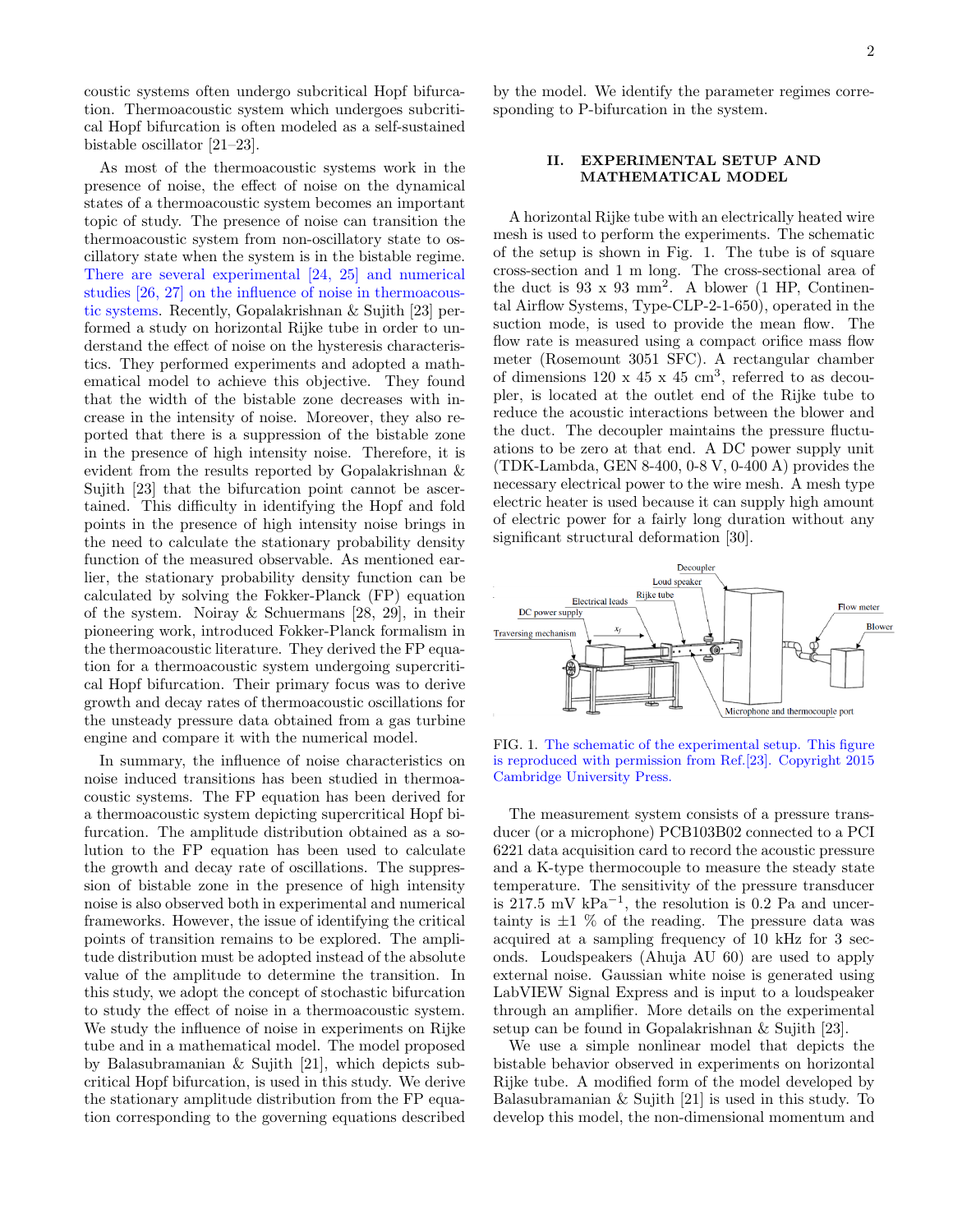coustic systems often undergo subcritical Hopf bifurcation. Thermoacoustic system which undergoes subcritical Hopf bifurcation is often modeled as a self-sustained bistable oscillator [21–23].

As most of the thermoacoustic systems work in the presence of noise, the effect of noise on the dynamical states of a thermoacoustic system becomes an important topic of study. The presence of noise can transition the thermoacoustic system from non-oscillatory state to oscillatory state when the system is in the bistable regime. There are several experimental [24, 25] and numerical studies [26, 27] on the influence of noise in thermoacoustic systems. Recently, Gopalakrishnan & Sujith [23] performed a study on horizontal Rijke tube in order to understand the effect of noise on the hysteresis characteristics. They performed experiments and adopted a mathematical model to achieve this objective. They found that the width of the bistable zone decreases with increase in the intensity of noise. Moreover, they also reported that there is a suppression of the bistable zone in the presence of high intensity noise. Therefore, it is evident from the results reported by Gopalakrishnan & Sujith [23] that the bifurcation point cannot be ascertained. This difficulty in identifying the Hopf and fold points in the presence of high intensity noise brings in the need to calculate the stationary probability density function of the measured observable. As mentioned earlier, the stationary probability density function can be calculated by solving the Fokker-Planck (FP) equation of the system. Noiray & Schuermans [28, 29], in their pioneering work, introduced Fokker-Planck formalism in the thermoacoustic literature. They derived the FP equation for a thermoacoustic system undergoing supercritical Hopf bifurcation. Their primary focus was to derive growth and decay rates of thermoacoustic oscillations for the unsteady pressure data obtained from a gas turbine engine and compare it with the numerical model.

In summary, the influence of noise characteristics on noise induced transitions has been studied in thermoacoustic systems. The FP equation has been derived for a thermoacoustic system depicting supercritical Hopf bifurcation. The amplitude distribution obtained as a solution to the FP equation has been used to calculate the growth and decay rate of oscillations. The suppression of bistable zone in the presence of high intensity noise is also observed both in experimental and numerical frameworks. However, the issue of identifying the critical points of transition remains to be explored. The amplitude distribution must be adopted instead of the absolute value of the amplitude to determine the transition. In this study, we adopt the concept of stochastic bifurcation to study the effect of noise in a thermoacoustic system. We study the influence of noise in experiments on Rijke tube and in a mathematical model. The model proposed by Balasubramanian & Sujith [21], which depicts subcritical Hopf bifurcation, is used in this study. We derive the stationary amplitude distribution from the FP equation corresponding to the governing equations described by the model. We identify the parameter regimes corresponding to P-bifurcation in the system.

## II. EXPERIMENTAL SETUP AND MATHEMATICAL MODEL

A horizontal Rijke tube with an electrically heated wire mesh is used to perform the experiments. The schematic of the setup is shown in Fig. 1. The tube is of square cross-section and 1 m long. The cross-sectional area of the duct is 93 x 93 mm$^2$. A blower (1 HP, Continental Airflow Systems, Type-CLP-2-1-650), operated in the suction mode, is used to provide the mean flow. The flow rate is measured using a compact orifice mass flow meter (Rosemount 3051 SFC). A rectangular chamber of dimensions 120 x 45 x 45 cm$^3$, referred to as decoupler, is located at the outlet end of the Rijke tube to reduce the acoustic interactions between the blower and the duct. The decoupler maintains the pressure fluctuations to be zero at that end. A DC power supply unit (TDK-Lambda, GEN 8-400, 0-8 V, 0-400 A) provides the necessary electrical power to the wire mesh. A mesh type electric heater is used because it can supply high amount of electric power for a fairly long duration without any significant structural deformation [30].

FIG. 1. The schematic of the experimental setup. This figure is reproduced with permission from Ref.[23]. Copyright 2015 Cambridge University Press.

The measurement system consists of a pressure transducer (or a microphone) PCB103B02 connected to a PCI 6221 data acquisition card to record the acoustic pressure and a K-type thermocouple to measure the steady state temperature. The sensitivity of the pressure transducer is 217.5 mV kPa$^{-1}$, the resolution is 0.2 Pa and uncertainty is $\pm 1$ % of the reading. The pressure data was acquired at a sampling frequency of 10 kHz for 3 seconds. Loudspeakers (Ahuja AU 60) are used to apply external noise. Gaussian white noise is generated using LabVIEW Signal Express and is input to a loudspeaker through an amplifier. More details on the experimental setup can be found in Gopalakrishnan & Sujith [23].

We use a simple nonlinear model that depicts the bistable behavior observed in experiments on horizontal Rijke tube. A modified form of the model developed by Balasubramanian & Sujith [21] is used in this study. To develop this model, the non-dimensional momentum and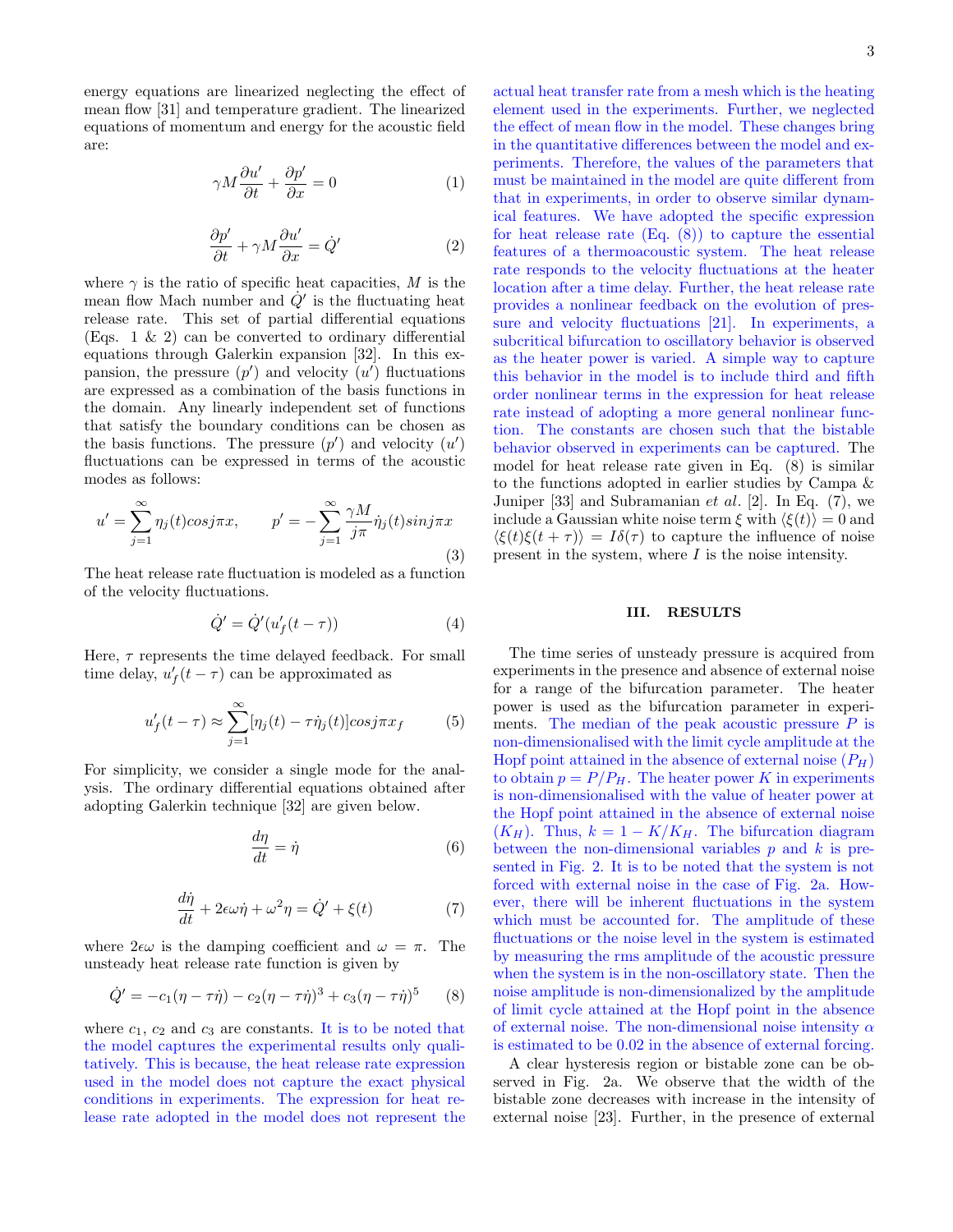energy equations are linearized neglecting the effect of mean flow [31] and temperature gradient. The linearized equations of momentum and energy for the acoustic field are:

$$\gamma M \frac{\partial u'}{\partial t} + \frac{\partial p'}{\partial x} = 0 \quad (1)$$

$$\frac{\partial p'}{\partial t} + \gamma M \frac{\partial u'}{\partial x} = \dot{Q}' \quad (2)$$

where $\gamma$ is the ratio of specific heat capacities, $M$ is the mean flow Mach number and $\dot{Q}'$ is the fluctuating heat release rate. This set of partial differential equations (Eqs. 1 & 2) can be converted to ordinary differential equations through Galerkin expansion [32]. In this expansion, the pressure ($p'$) and velocity ($u'$) fluctuations are expressed as a combination of the basis functions in the domain. Any linearly independent set of functions that satisfy the boundary conditions can be chosen as the basis functions. The pressure ($p'$) and velocity ($u'$) fluctuations can be expressed in terms of the acoustic modes as follows:

$$u' = \sum_{j=1}^{\infty} \eta_j(t) cos j\pi x, \qquad p' = -\sum_{j=1}^{\infty} \frac{\gamma M}{j\pi} \dot{\eta}_j(t) sin j\pi x \quad (3)$$

The heat release rate fluctuation is modeled as a function of the velocity fluctuations.

$$\dot{Q}' = \dot{Q}'(u'_f(t-\tau)) \quad (4)$$

Here, $\tau$ represents the time delayed feedback. For small time delay, $u'_f(t-\tau)$ can be approximated as

$$u'_f(t-\tau) \approx \sum_{j=1}^{\infty} [\eta_j(t) - \tau \dot{\eta}_j(t)] cos j\pi x_f \quad (5)$$

For simplicity, we consider a single mode for the analysis. The ordinary differential equations obtained after adopting Galerkin technique [32] are given below.

$$\frac{d\eta}{dt} = \dot{\eta} \quad (6)$$

$$\frac{d\dot{\eta}}{dt} + 2\epsilon\omega\dot{\eta} + \omega^2\eta = \dot{Q}' + \xi(t) \quad (7)$$

where $2\epsilon\omega$ is the damping coefficient and $\omega = \pi$. The unsteady heat release rate function is given by

$$\dot{Q}' = -c_1(\eta - \tau\dot{\eta}) - c_2(\eta - \tau\dot{\eta})^3 + c_3(\eta - \tau\dot{\eta})^5 \quad (8)$$

where $c_1$, $c_2$ and $c_3$ are constants. It is to be noted that the model captures the experimental results only qualitatively. This is because, the heat release rate expression used in the model does not capture the exact physical conditions in experiments. The expression for heat release rate adopted in the model does not represent the actual heat transfer rate from a mesh which is the heating element used in the experiments. Further, we neglected the effect of mean flow in the model. These changes bring in the quantitative differences between the model and experiments. Therefore, the values of the parameters that must be maintained in the model are quite different from that in experiments, in order to observe similar dynamical features. We have adopted the specific expression for heat release rate (Eq. (8)) to capture the essential features of a thermoacoustic system. The heat release rate responds to the velocity fluctuations at the heater location after a time delay. Further, the heat release rate provides a nonlinear feedback on the evolution of pressure and velocity fluctuations [21]. In experiments, a subcritical bifurcation to oscillatory behavior is observed as the heater power is varied. A simple way to capture this behavior in the model is to include third and fifth order nonlinear terms in the expression for heat release rate instead of adopting a more general nonlinear function. The constants are chosen such that the bistable behavior observed in experiments can be captured. The model for heat release rate given in Eq. (8) is similar to the functions adopted in earlier studies by Campa & Juniper [33] and Subramanian *et al*. [2]. In Eq. (7), we include a Gaussian white noise term $\xi$ with $\langle\xi(t)\rangle = 0$ and $\langle\xi(t)\xi(t+\tau)\rangle = I\delta(\tau)$ to capture the influence of noise present in the system, where $I$ is the noise intensity.

## III. RESULTS

The time series of unsteady pressure is acquired from experiments in the presence and absence of external noise for a range of the bifurcation parameter. The heater power is used as the bifurcation parameter in experiments. The median of the peak acoustic pressure $P$ is non-dimensionalised with the limit cycle amplitude at the Hopf point attained in the absence of external noise ($P_H$) to obtain $p = P/P_H$. The heater power $K$ in experiments is non-dimensionalised with the value of heater power at the Hopf point attained in the absence of external noise ($K_H$). Thus, $k = 1 - K/K_H$. The bifurcation diagram between the non-dimensional variables $p$ and $k$ is presented in Fig. 2. It is to be noted that the system is not forced with external noise in the case of Fig. 2a. However, there will be inherent fluctuations in the system which must be accounted for. The amplitude of these fluctuations or the noise level in the system is estimated by measuring the rms amplitude of the acoustic pressure when the system is in the non-oscillatory state. Then the noise amplitude is non-dimensionalized by the amplitude of limit cycle attained at the Hopf point in the absence of external noise. The non-dimensional noise intensity $\alpha$ is estimated to be 0.02 in the absence of external forcing.

A clear hysteresis region or bistable zone can be observed in Fig. 2a. We observe that the width of the bistable zone decreases with increase in the intensity of external noise [23]. Further, in the presence of external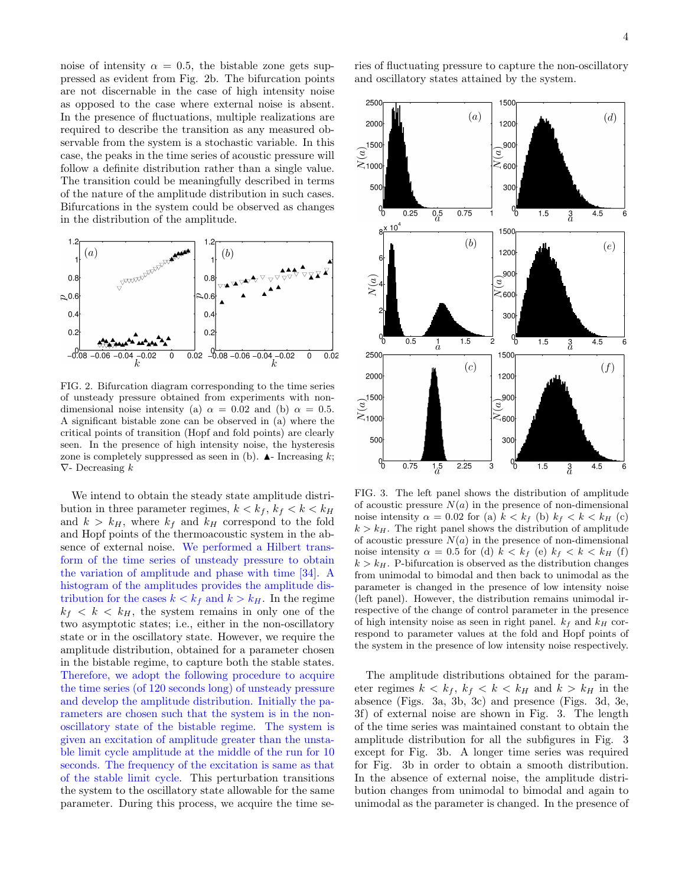noise of intensity $\alpha = 0.5$, the bistable zone gets suppressed as evident from Fig. 2b. The bifurcation points are not discernable in the case of high intensity noise as opposed to the case where external noise is absent. In the presence of fluctuations, multiple realizations are required to describe the transition as any measured observable from the system is a stochastic variable. In this case, the peaks in the time series of acoustic pressure will follow a definite distribution rather than a single value. The transition could be meaningfully described in terms of the nature of the amplitude distribution in such cases. Bifurcations in the system could be observed as changes in the distribution of the amplitude.

FIG. 2. Bifurcation diagram corresponding to the time series of unsteady pressure obtained from experiments with non-dimensional noise intensity (a) $\alpha = 0.02$ and (b) $\alpha = 0.5$. A significant bistable zone can be observed in (a) where the critical points of transition (Hopf and fold points) are clearly seen. In the presence of high intensity noise, the hysteresis zone is completely suppressed as seen in (b). ▲- Increasing $k$; ∇- Decreasing $k$

We intend to obtain the steady state amplitude distribution in three parameter regimes, $k < k_f$, $k_f < k < k_H$ and $k > k_H$, where $k_f$ and $k_H$ correspond to the fold and Hopf points of the thermoacoustic system in the absence of external noise. We performed a Hilbert transform of the time series of unsteady pressure to obtain the variation of amplitude and phase with time [34]. A histogram of the amplitudes provides the amplitude distribution for the cases $k < k_f$ and $k > k_H$. In the regime $k_f < k < k_H$, the system remains in only one of the two asymptotic states; i.e., either in the non-oscillatory state or in the oscillatory state. However, we require the amplitude distribution, obtained for a parameter chosen in the bistable regime, to capture both the stable states. Therefore, we adopt the following procedure to acquire the time series (of 120 seconds long) of unsteady pressure and develop the amplitude distribution. Initially the parameters are chosen such that the system is in the non-oscillatory state of the bistable regime. The system is given an excitation of amplitude greater than the unstable limit cycle amplitude at the middle of the run for 10 seconds. The frequency of the excitation is same as that of the stable limit cycle. This perturbation transitions the system to the oscillatory state allowable for the same parameter. During this process, we acquire the time series of fluctuating pressure to capture the non-oscillatory and oscillatory states attained by the system.

FIG. 3. The left panel shows the distribution of amplitude of acoustic pressure $N(a)$ in the presence of non-dimensional noise intensity $\alpha = 0.02$ for (a) $k < k_f$ (b) $k_f < k < k_H$ (c) $k > k_H$. The right panel shows the distribution of amplitude of acoustic pressure $N(a)$ in the presence of non-dimensional noise intensity $\alpha = 0.5$ for (d) $k < k_f$ (e) $k_f < k < k_H$ (f) $k > k_H$. P-bifurcation is observed as the distribution changes from unimodal to bimodal and then back to unimodal as the parameter is changed in the presence of low intensity noise (left panel). However, the distribution remains unimodal irrespective of the change of control parameter in the presence of high intensity noise as seen in right panel. $k_f$ and $k_H$ correspond to parameter values at the fold and Hopf points of the system in the presence of low intensity noise respectively.

The amplitude distributions obtained for the parameter regimes $k < k_f$, $k_f < k < k_H$ and $k > k_H$ in the absence (Figs. 3a, 3b, 3c) and presence (Figs. 3d, 3e, 3f) of external noise are shown in Fig. 3. The length of the time series was maintained constant to obtain the amplitude distribution for all the subfigures in Fig. 3 except for Fig. 3b. A longer time series was required for Fig. 3b in order to obtain a smooth distribution. In the absence of external noise, the amplitude distribution changes from unimodal to bimodal and again to unimodal as the parameter is changed. In the presence of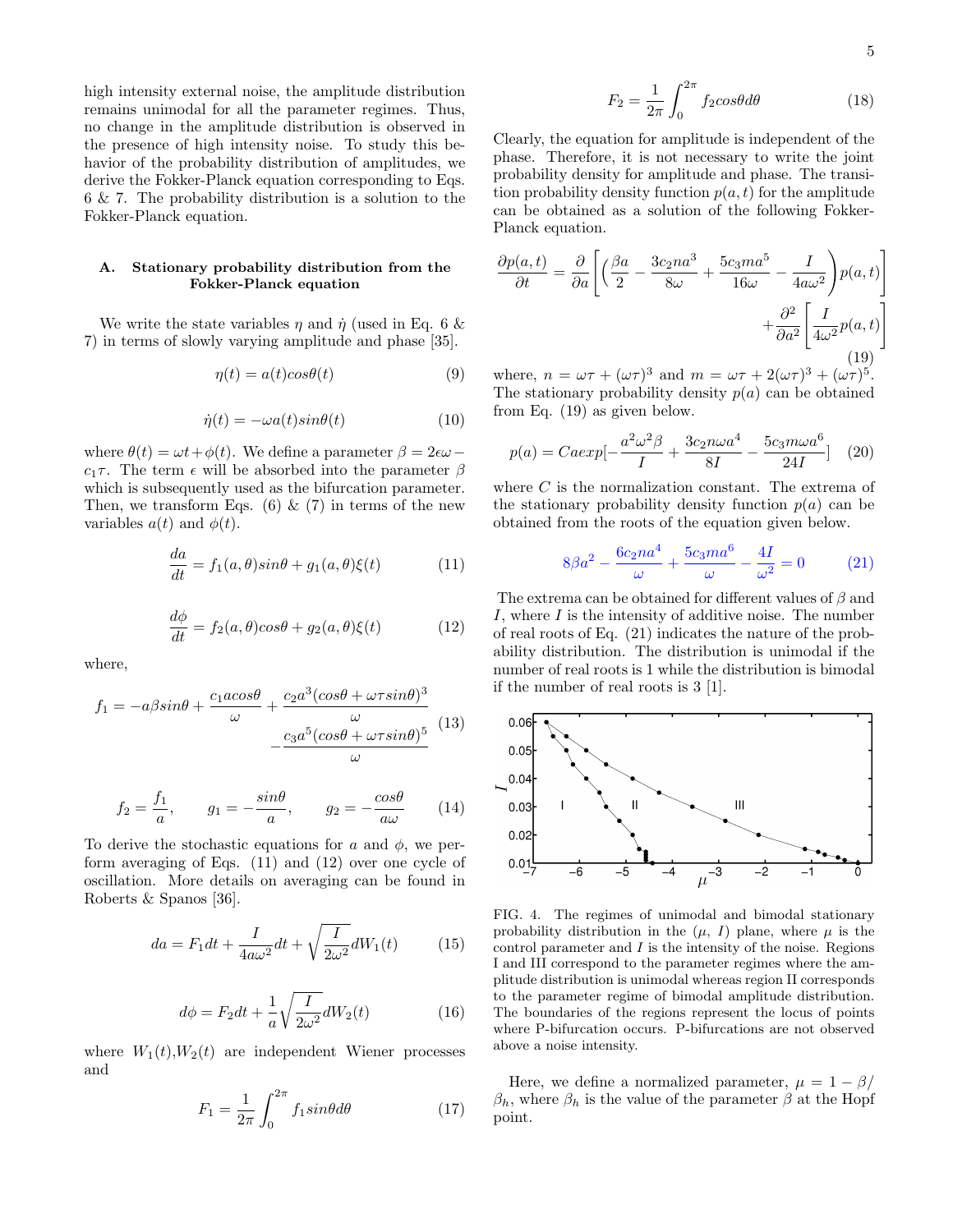high intensity external noise, the amplitude distribution remains unimodal for all the parameter regimes. Thus, no change in the amplitude distribution is observed in the presence of high intensity noise. To study this behavior of the probability distribution of amplitudes, we derive the Fokker-Planck equation corresponding to Eqs. 6 & 7. The probability distribution is a solution to the Fokker-Planck equation.

### A. Stationary probability distribution from the Fokker-Planck equation

We write the state variables $\eta$ and $\dot{\eta}$ (used in Eq. 6 & 7) in terms of slowly varying amplitude and phase [35].

$$\eta(t) = a(t)cos\theta(t) \tag{9}$$

$$\dot{\eta}(t) = -\omega a(t)sin\theta(t) \tag{10}$$

where $\theta(t) = \omega t + \phi(t)$. We define a parameter $\beta = 2\epsilon\omega - c_1\tau$. The term $\epsilon$ will be absorbed into the parameter $\beta$ which is subsequently used as the bifurcation parameter. Then, we transform Eqs. (6) & (7) in terms of the new variables $a(t)$ and $\phi(t)$.

$$\frac{da}{dt} = f_1(a,\theta)sin\theta + g_1(a,\theta)\xi(t) \tag{11}$$

$$\frac{d\phi}{dt} = f_2(a,\theta)cos\theta + g_2(a,\theta)\xi(t) \tag{12}$$

where,

$$f_1 = -a\beta sin\theta + \frac{c_1 acos\theta}{\omega} + \frac{c_2 a^3(cos\theta + \omega\tau sin\theta)^3}{\omega} - \frac{c_3 a^5(cos\theta + \omega\tau sin\theta)^5}{\omega} \tag{13}$$

$$f_2 = \frac{f_1}{a}, \qquad g_1 = -\frac{sin\theta}{a}, \qquad g_2 = -\frac{cos\theta}{a\omega} \tag{14}$$

To derive the stochastic equations for $a$ and $\phi$, we perform averaging of Eqs. (11) and (12) over one cycle of oscillation. More details on averaging can be found in Roberts & Spanos [36].

$$da = F_1 dt + \frac{I}{4a\omega^2}dt + \sqrt{\frac{I}{2\omega^2}}dW_1(t) \tag{15}$$

$$d\phi = F_2 dt + \frac{1}{a}\sqrt{\frac{I}{2\omega^2}}dW_2(t) \tag{16}$$

where $W_1(t)$,$W_2(t)$ are independent Wiener processes and

$$F_1 = \frac{1}{2\pi}\int_0^{2\pi} f_1 sin\theta d\theta \tag{17}$$

$$F_2 = \frac{1}{2\pi}\int_0^{2\pi} f_2 cos\theta d\theta \tag{18}$$

Clearly, the equation for amplitude is independent of the phase. Therefore, it is not necessary to write the joint probability density for amplitude and phase. The transition probability density function $p(a,t)$ for the amplitude can be obtained as a solution of the following Fokker-Planck equation.

$$\frac{\partial p(a,t)}{\partial t} = \frac{\partial}{\partial a}\left[\left(\frac{\beta a}{2} - \frac{3c_2 na^3}{8\omega} + \frac{5c_3 ma^5}{16\omega} - \frac{I}{4a\omega^2}\right)p(a,t)\right] + \frac{\partial^2}{\partial a^2}\left[\frac{I}{4\omega^2}p(a,t)\right] \tag{19}$$

where, $n = \omega\tau + (\omega\tau)^3$ and $m = \omega\tau + 2(\omega\tau)^3 + (\omega\tau)^5$. The stationary probability density $p(a)$ can be obtained from Eq. (19) as given below.

$$p(a) = Caexp[-\frac{a^2\omega^2\beta}{I} + \frac{3c_2 n\omega a^4}{8I} - \frac{5c_3 m\omega a^6}{24I}] \tag{20}$$

where $C$ is the normalization constant. The extrema of the stationary probability density function $p(a)$ can be obtained from the roots of the equation given below.

$$8\beta a^2 - \frac{6c_2 na^4}{\omega} + \frac{5c_3 ma^6}{\omega} - \frac{4I}{\omega^2} = 0 \tag{21}$$

The extrema can be obtained for different values of $\beta$ and $I$, where $I$ is the intensity of additive noise. The number of real roots of Eq. (21) indicates the nature of the probability distribution. The distribution is unimodal if the number of real roots is 1 while the distribution is bimodal if the number of real roots is 3 [1].

FIG. 4. The regimes of unimodal and bimodal stationary probability distribution in the ($\mu$, $I$) plane, where $\mu$ is the control parameter and $I$ is the intensity of the noise. Regions I and III correspond to the parameter regimes where the amplitude distribution is unimodal whereas region II corresponds to the parameter regime of bimodal amplitude distribution. The boundaries of the regions represent the locus of points where P-bifurcation occurs. P-bifurcations are not observed above a noise intensity.

Here, we define a normalized parameter, $\mu = 1 - \beta/\beta_h$, where $\beta_h$ is the value of the parameter $\beta$ at the Hopf point.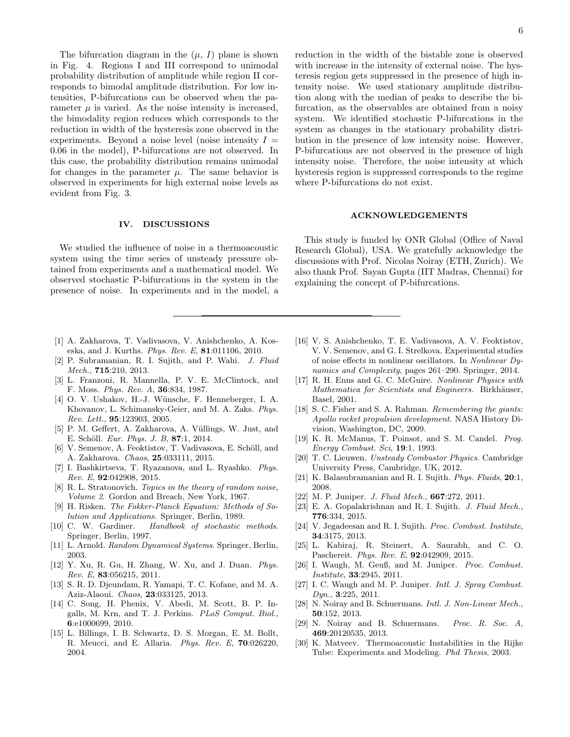The bifurcation diagram in the ($\mu$, $I$) plane is shown in Fig. 4. Regions I and III correspond to unimodal probability distribution of amplitude while region II corresponds to bimodal amplitude distribution. For low intensities, P-bifurcations can be observed when the parameter $\mu$ is varied. As the noise intensity is increased, the bimodality region reduces which corresponds to the reduction in width of the hysteresis zone observed in the experiments. Beyond a noise level (noise intensity $I = 0.06$ in the model), P-bifurcations are not observed. In this case, the probability distribution remains unimodal for changes in the parameter $\mu$. The same behavior is observed in experiments for high external noise levels as evident from Fig. 3.

## IV. DISCUSSIONS

We studied the influence of noise in a thermoacoustic system using the time series of unsteady pressure obtained from experiments and a mathematical model. We observed stochastic P-bifurcations in the system in the presence of noise. In experiments and in the model, a reduction in the width of the bistable zone is observed with increase in the intensity of external noise. The hysteresis region gets suppressed in the presence of high intensity noise. We used stationary amplitude distribution along with the median of peaks to describe the bifurcation, as the observables are obtained from a noisy system. We identified stochastic P-bifurcations in the system as changes in the stationary probability distribution in the presence of low intensity noise. However, P-bifurcations are not observed in the presence of high intensity noise. Therefore, the noise intensity at which hysteresis region is suppressed corresponds to the regime where P-bifurcations do not exist.

## ACKNOWLEDGEMENTS

This study is funded by ONR Global (Office of Naval Research Global), USA. We gratefully acknowledge the discussions with Prof. Nicolas Noiray (ETH, Zurich). We also thank Prof. Sayan Gupta (IIT Madras, Chennai) for explaining the concept of P-bifurcations.

---

[1] A. Zakharova, T. Vadivasova, V. Anishchenko, A. Koseska, and J. Kurths. *Phys. Rev. E*, **81**:011106, 2010.

[2] P. Subramanian, R. I. Sujith, and P. Wahi. *J. Fluid Mech.*, **715**:210, 2013.

[3] L. Franzoni, R. Mannella, P. V. E. McClintock, and F. Moss. *Phys. Rev. A*, **36**:834, 1987.

[4] O. V. Ushakov, H.-J. Wünsche, F. Henneberger, I. A. Khovanov, L. Schimansky-Geier, and M. A. Zaks. *Phys. Rev. Lett.*, **95**:123903, 2005.

[5] P. M. Geffert, A. Zakharova, A. Vüllings, W. Just, and E. Schöll. *Eur. Phys. J. B*, **87**:1, 2014.

[6] V. Semenov, A. Feoktistov, T. Vadivasova, E. Schöll, and A. Zakharova. *Chaos*, **25**:033111, 2015.

[7] I. Bashkirtseva, T. Ryazanova, and L. Ryashko. *Phys. Rev. E*, **92**:042908, 2015.

[8] R. L. Stratonovich. *Topics in the theory of random noise, Volume 2*. Gordon and Breach, New York, 1967.

[9] H. Risken. *The Fokker-Planck Equation: Methods of Solution and Applications*. Springer, Berlin, 1989.

[10] C. W. Gardiner. *Handbook of stochastic methods*. Springer, Berlin, 1997.

[11] L. Arnold. *Random Dynamical Systems*. Springer, Berlin, 2003.

[12] Y. Xu, R. Gu, H. Zhang, W. Xu, and J. Duan. *Phys. Rev. E*, **83**:056215, 2011.

[13] S. R. D. Djeundam, R. Yamapi, T. C. Kofane, and M. A. Aziz-Alaoui. *Chaos*, **23**:033125, 2013.

[14] C. Song, H. Phenix, V. Abedi, M. Scott, B. P. Ingalls, M. Krn, and T. J. Perkins. *PLoS Comput. Biol.*, **6**:e1000699, 2010.

[15] L. Billings, I. B. Schwartz, D. S. Morgan, E. M. Bollt, R. Meucci, and E. Allaria. *Phys. Rev. E*, **70**:026220, 2004.

[16] V. S. Anishchenko, T. E. Vadivasova, A. V. Feoktistov, V. V. Semenov, and G. I. Strelkova. Experimental studies of noise effects in nonlinear oscillators. In *Nonlinear Dynamics and Complexity*, pages 261–290. Springer, 2014.

[17] R. H. Enns and G. C. McGuire. *Nonlinear Physics with Mathematica for Scientists and Engineers*. Birkhäuser, Basel, 2001.

[18] S. C. Fisher and S. A. Rahman. *Remembering the giants: Apollo rocket propulsion development*. NASA History Division, Washington, DC, 2009.

[19] K. R. McManus, T. Poinsot, and S. M. Candel. *Prog. Energy Combust. Sci*, **19**:1, 1993.

[20] T. C. Lieuwen. *Unsteady Combustor Physics*. Cambridge University Press, Cambridge, UK, 2012.

[21] K. Balasubramanian and R. I. Sujith. *Phys. Fluids*, **20**:1, 2008.

[22] M. P. Juniper. *J. Fluid Mech.*, **667**:272, 2011.

[23] E. A. Gopalakrishnan and R. I. Sujith. *J. Fluid Mech.*, **776**:334, 2015.

[24] V. Jegadeesan and R. I. Sujith. *Proc. Combust. Institute*, **34**:3175, 2013.

[25] L. Kabiraj, R. Steinert, A. Saurabh, and C. O. Paschereit. *Phys. Rev. E*, **92**:042909, 2015.

[26] I. Waugh, M. Geuß, and M. Juniper. *Proc. Combust. Institute*, **33**:2945, 2011.

[27] I. C. Waugh and M. P. Juniper. *Intl. J. Spray Combust. Dyn.*, **3**:225, 2011.

[28] N. Noiray and B. Schuermans. *Intl. J. Non-Linear Mech.*, **50**:152, 2013.

[29] N. Noiray and B. Schuermans. *Proc. R. Soc. A*, **469**:20120535, 2013.

[30] K. Matveev. Thermoacoustic Instabilities in the Rijke Tube: Experiments and Modeling. *Phd Thesis*, 2003.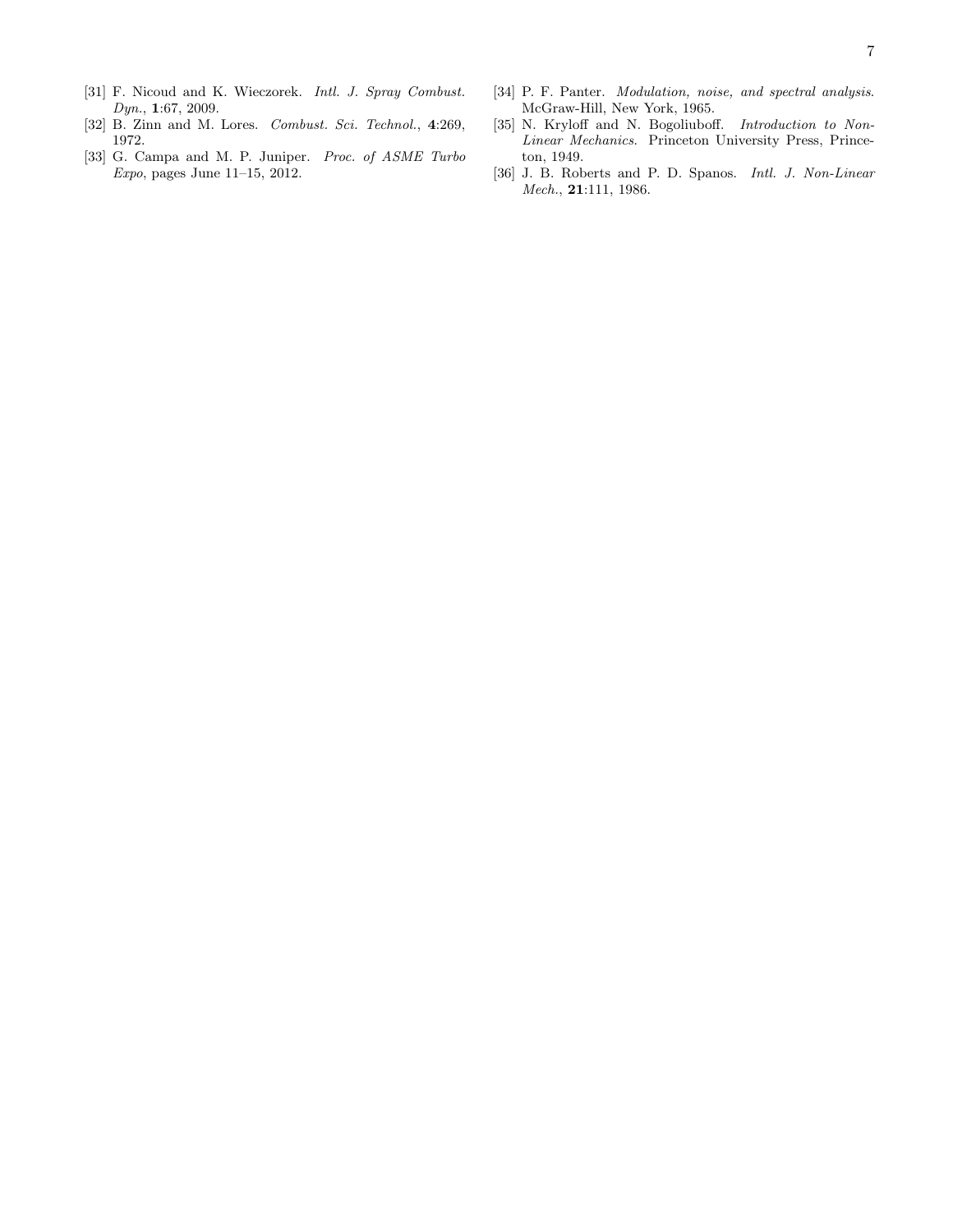[31] F. Nicoud and K. Wieczorek. *Intl. J. Spray Combust. Dyn.*, **1**:67, 2009.

[32] B. Zinn and M. Lores. *Combust. Sci. Technol.*, **4**:269, 1972.

[33] G. Campa and M. P. Juniper. *Proc. of ASME Turbo Expo*, pages June 11–15, 2012.

[34] P. F. Panter. *Modulation, noise, and spectral analysis.* McGraw-Hill, New York, 1965.

[35] N. Kryloff and N. Bogoliuboff. *Introduction to Non-Linear Mechanics.* Princeton University Press, Princeton, 1949.

[36] J. B. Roberts and P. D. Spanos. *Intl. J. Non-Linear Mech.*, **21**:111, 1986.